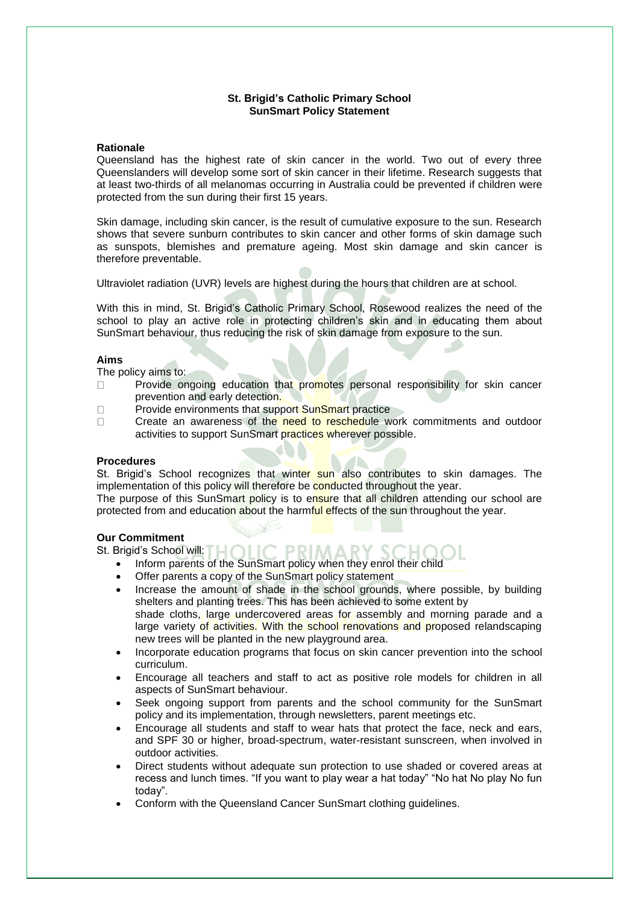**St. Brigid's Catholic Primary School**
**SunSmart Policy Statement**

## Rationale

Queensland has the highest rate of skin cancer in the world. Two out of every three Queenslanders will develop some sort of skin cancer in their lifetime. Research suggests that at least two-thirds of all melanomas occurring in Australia could be prevented if children were protected from the sun during their first 15 years.

Skin damage, including skin cancer, is the result of cumulative exposure to the sun. Research shows that severe sunburn contributes to skin cancer and other forms of skin damage such as sunspots, blemishes and premature ageing. Most skin damage and skin cancer is therefore preventable.

Ultraviolet radiation (UVR) levels are highest during the hours that children are at school.

With this in mind, St. Brigid's Catholic Primary School, Rosewood realizes the need of the school to play an active role in protecting children's skin and in educating them about SunSmart behaviour, thus reducing the risk of skin damage from exposure to the sun.

## Aims

The policy aims to:

- Provide ongoing education that promotes personal responsibility for skin cancer prevention and early detection.
- Provide environments that support SunSmart practice
- Create an awareness of the need to reschedule work commitments and outdoor activities to support SunSmart practices wherever possible.

## Procedures

St. Brigid's School recognizes that winter sun also contributes to skin damages. The implementation of this policy will therefore be conducted throughout the year.
The purpose of this SunSmart policy is to ensure that all children attending our school are protected from and education about the harmful effects of the sun throughout the year.

## Our Commitment

St. Brigid's School will:

- Inform parents of the SunSmart policy when they enrol their child
- Offer parents a copy of the SunSmart policy statement
- Increase the amount of shade in the school grounds, where possible, by building shelters and planting trees. This has been achieved to some extent by shade cloths, large undercovered areas for assembly and morning parade and a large variety of activities. With the school renovations and proposed relandscaping new trees will be planted in the new playground area.
- Incorporate education programs that focus on skin cancer prevention into the school curriculum.
- Encourage all teachers and staff to act as positive role models for children in all aspects of SunSmart behaviour.
- Seek ongoing support from parents and the school community for the SunSmart policy and its implementation, through newsletters, parent meetings etc.
- Encourage all students and staff to wear hats that protect the face, neck and ears, and SPF 30 or higher, broad-spectrum, water-resistant sunscreen, when involved in outdoor activities.
- Direct students without adequate sun protection to use shaded or covered areas at recess and lunch times. "If you want to play wear a hat today" "No hat No play No fun today".
- Conform with the Queensland Cancer SunSmart clothing guidelines.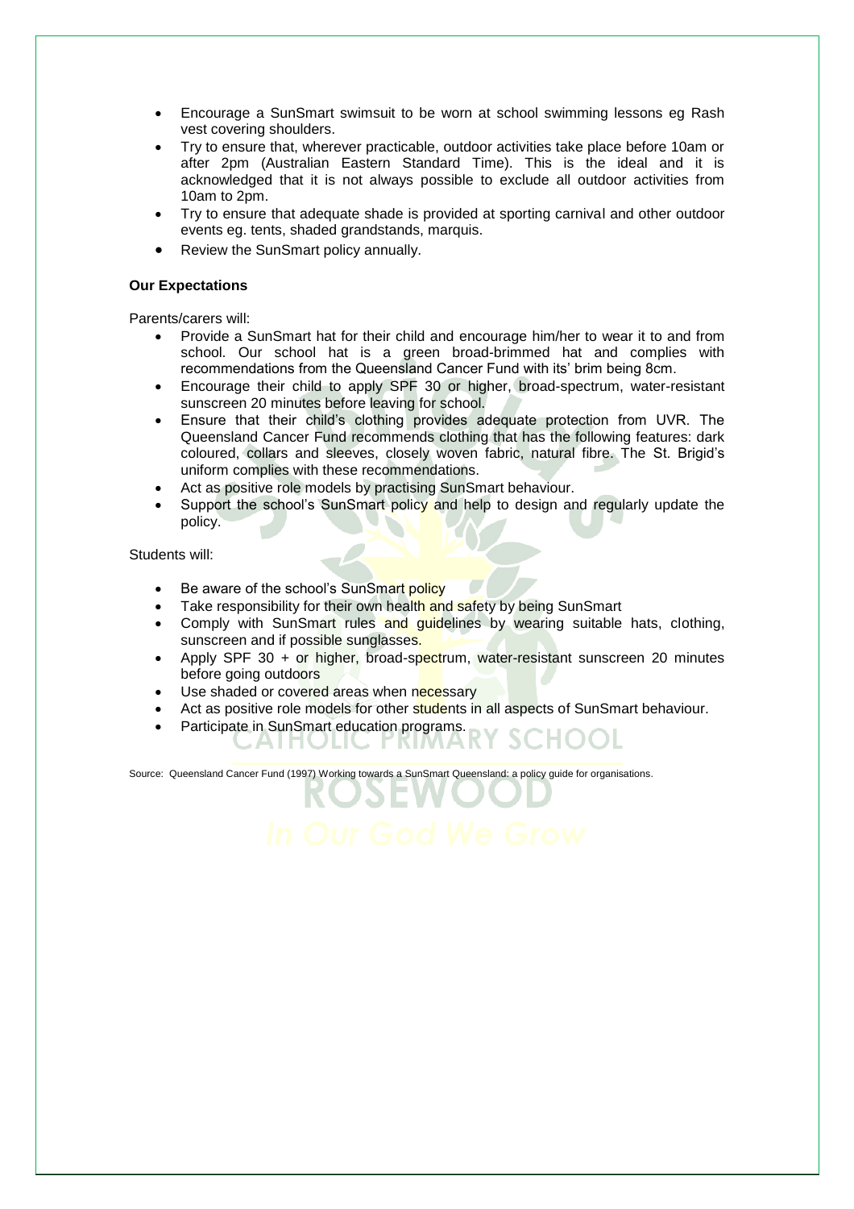- Encourage a SunSmart swimsuit to be worn at school swimming lessons eg Rash vest covering shoulders.
- Try to ensure that, wherever practicable, outdoor activities take place before 10am or after 2pm (Australian Eastern Standard Time). This is the ideal and it is acknowledged that it is not always possible to exclude all outdoor activities from 10am to 2pm.
- Try to ensure that adequate shade is provided at sporting carnival and other outdoor events eg. tents, shaded grandstands, marquis.
- Review the SunSmart policy annually.

**Our Expectations**

Parents/carers will:

- Provide a SunSmart hat for their child and encourage him/her to wear it to and from school. Our school hat is a green broad-brimmed hat and complies with recommendations from the Queensland Cancer Fund with its' brim being 8cm.
- Encourage their child to apply SPF 30 or higher, broad-spectrum, water-resistant sunscreen 20 minutes before leaving for school.
- Ensure that their child's clothing provides adequate protection from UVR. The Queensland Cancer Fund recommends clothing that has the following features: dark coloured, collars and sleeves, closely woven fabric, natural fibre. The St. Brigid's uniform complies with these recommendations.
- Act as positive role models by practising SunSmart behaviour.
- Support the school's SunSmart policy and help to design and regularly update the policy.

Students will:

- Be aware of the school's SunSmart policy
- Take responsibility for their own health and safety by being SunSmart
- Comply with SunSmart rules and guidelines by wearing suitable hats, clothing, sunscreen and if possible sunglasses.
- Apply SPF 30 + or higher, broad-spectrum, water-resistant sunscreen 20 minutes before going outdoors
- Use shaded or covered areas when necessary
- Act as positive role models for other students in all aspects of SunSmart behaviour.
- Participate in SunSmart education programs.

Source: Queensland Cancer Fund (1997) Working towards a SunSmart Queensland: a policy guide for organisations.